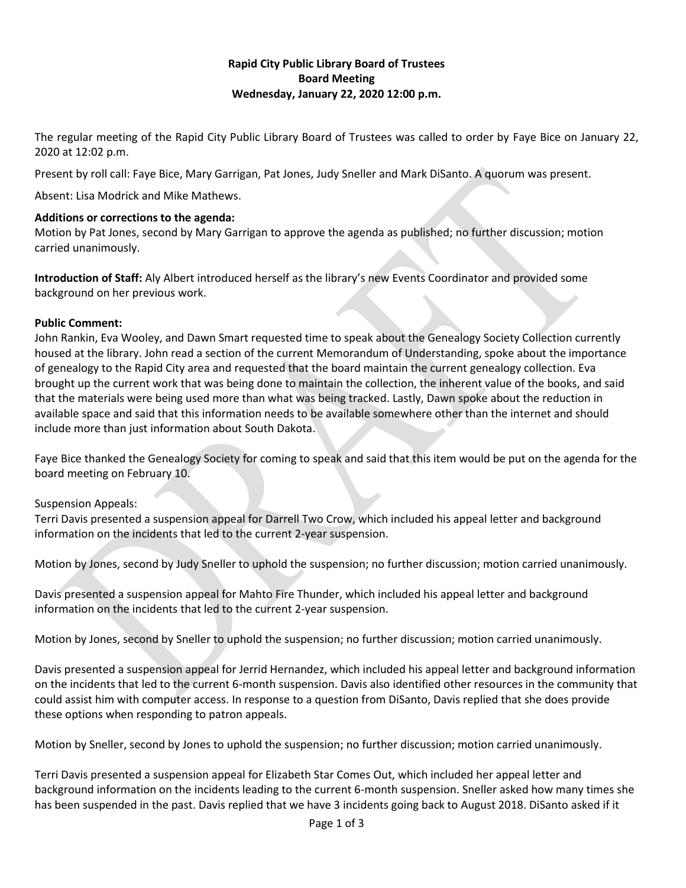**Rapid City Public Library Board of Trustees**
**Board Meeting**
**Wednesday, January 22, 2020 12:00 p.m.**

The regular meeting of the Rapid City Public Library Board of Trustees was called to order by Faye Bice on January 22, 2020 at 12:02 p.m.

Present by roll call: Faye Bice, Mary Garrigan, Pat Jones, Judy Sneller and Mark DiSanto. A quorum was present.

Absent: Lisa Modrick and Mike Mathews.

**Additions or corrections to the agenda:**
Motion by Pat Jones, second by Mary Garrigan to approve the agenda as published; no further discussion; motion carried unanimously.

**Introduction of Staff:** Aly Albert introduced herself as the library's new Events Coordinator and provided some background on her previous work.

**Public Comment:**
John Rankin, Eva Wooley, and Dawn Smart requested time to speak about the Genealogy Society Collection currently housed at the library. John read a section of the current Memorandum of Understanding, spoke about the importance of genealogy to the Rapid City area and requested that the board maintain the current genealogy collection. Eva brought up the current work that was being done to maintain the collection, the inherent value of the books, and said that the materials were being used more than what was being tracked. Lastly, Dawn spoke about the reduction in available space and said that this information needs to be available somewhere other than the internet and should include more than just information about South Dakota.

Faye Bice thanked the Genealogy Society for coming to speak and said that this item would be put on the agenda for the board meeting on February 10.

Suspension Appeals:
Terri Davis presented a suspension appeal for Darrell Two Crow, which included his appeal letter and background information on the incidents that led to the current 2-year suspension.

Motion by Jones, second by Judy Sneller to uphold the suspension; no further discussion; motion carried unanimously.

Davis presented a suspension appeal for Mahto Fire Thunder, which included his appeal letter and background information on the incidents that led to the current 2-year suspension.

Motion by Jones, second by Sneller to uphold the suspension; no further discussion; motion carried unanimously.

Davis presented a suspension appeal for Jerrid Hernandez, which included his appeal letter and background information on the incidents that led to the current 6-month suspension. Davis also identified other resources in the community that could assist him with computer access. In response to a question from DiSanto, Davis replied that she does provide these options when responding to patron appeals.

Motion by Sneller, second by Jones to uphold the suspension; no further discussion; motion carried unanimously.

Terri Davis presented a suspension appeal for Elizabeth Star Comes Out, which included her appeal letter and background information on the incidents leading to the current 6-month suspension. Sneller asked how many times she has been suspended in the past. Davis replied that we have 3 incidents going back to August 2018. DiSanto asked if it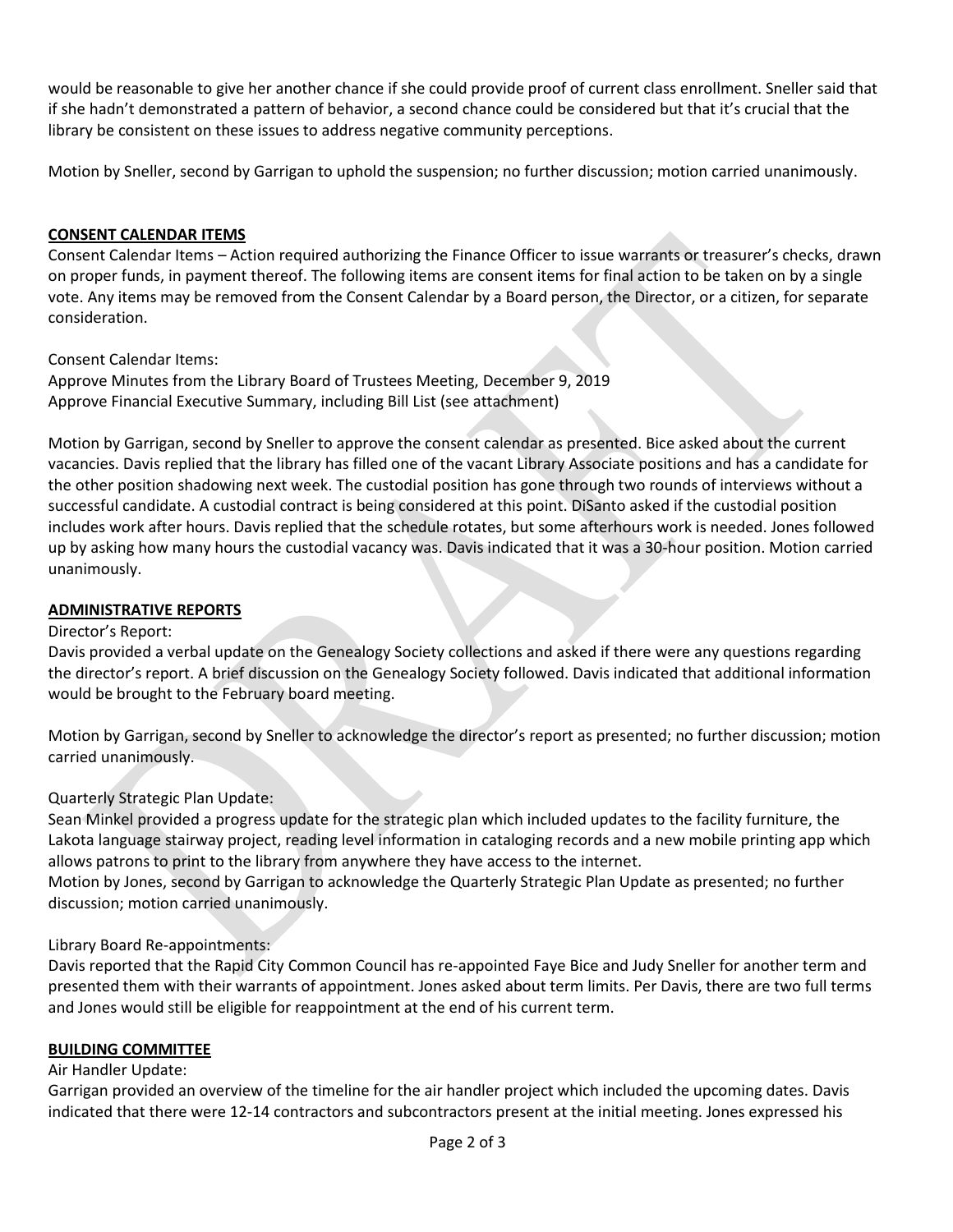would be reasonable to give her another chance if she could provide proof of current class enrollment. Sneller said that if she hadn't demonstrated a pattern of behavior, a second chance could be considered but that it's crucial that the library be consistent on these issues to address negative community perceptions.

Motion by Sneller, second by Garrigan to uphold the suspension; no further discussion; motion carried unanimously.

## CONSENT CALENDAR ITEMS

Consent Calendar Items – Action required authorizing the Finance Officer to issue warrants or treasurer's checks, drawn on proper funds, in payment thereof. The following items are consent items for final action to be taken on by a single vote. Any items may be removed from the Consent Calendar by a Board person, the Director, or a citizen, for separate consideration.

Consent Calendar Items:
Approve Minutes from the Library Board of Trustees Meeting, December 9, 2019
Approve Financial Executive Summary, including Bill List (see attachment)

Motion by Garrigan, second by Sneller to approve the consent calendar as presented. Bice asked about the current vacancies. Davis replied that the library has filled one of the vacant Library Associate positions and has a candidate for the other position shadowing next week. The custodial position has gone through two rounds of interviews without a successful candidate. A custodial contract is being considered at this point. DiSanto asked if the custodial position includes work after hours. Davis replied that the schedule rotates, but some afterhours work is needed. Jones followed up by asking how many hours the custodial vacancy was. Davis indicated that it was a 30-hour position. Motion carried unanimously.

## ADMINISTRATIVE REPORTS

Director's Report:
Davis provided a verbal update on the Genealogy Society collections and asked if there were any questions regarding the director's report. A brief discussion on the Genealogy Society followed. Davis indicated that additional information would be brought to the February board meeting.

Motion by Garrigan, second by Sneller to acknowledge the director's report as presented; no further discussion; motion carried unanimously.

Quarterly Strategic Plan Update:
Sean Minkel provided a progress update for the strategic plan which included updates to the facility furniture, the Lakota language stairway project, reading level information in cataloging records and a new mobile printing app which allows patrons to print to the library from anywhere they have access to the internet.
Motion by Jones, second by Garrigan to acknowledge the Quarterly Strategic Plan Update as presented; no further discussion; motion carried unanimously.

Library Board Re-appointments:
Davis reported that the Rapid City Common Council has re-appointed Faye Bice and Judy Sneller for another term and presented them with their warrants of appointment. Jones asked about term limits. Per Davis, there are two full terms and Jones would still be eligible for reappointment at the end of his current term.

## BUILDING COMMITTEE

Air Handler Update:
Garrigan provided an overview of the timeline for the air handler project which included the upcoming dates. Davis indicated that there were 12-14 contractors and subcontractors present at the initial meeting. Jones expressed his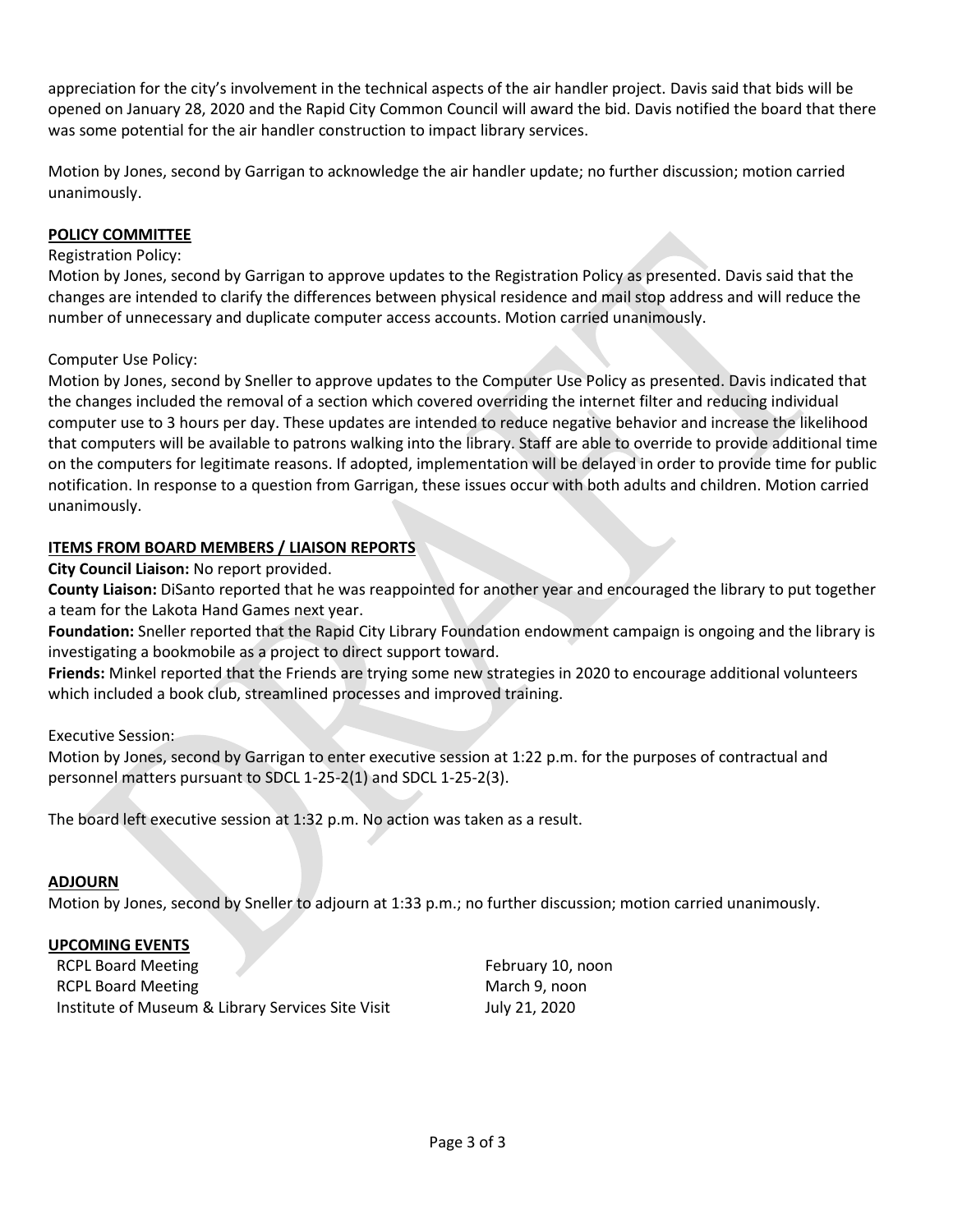appreciation for the city's involvement in the technical aspects of the air handler project. Davis said that bids will be opened on January 28, 2020 and the Rapid City Common Council will award the bid. Davis notified the board that there was some potential for the air handler construction to impact library services.

Motion by Jones, second by Garrigan to acknowledge the air handler update; no further discussion; motion carried unanimously.

**POLICY COMMITTEE**

Registration Policy:

Motion by Jones, second by Garrigan to approve updates to the Registration Policy as presented. Davis said that the changes are intended to clarify the differences between physical residence and mail stop address and will reduce the number of unnecessary and duplicate computer access accounts. Motion carried unanimously.

Computer Use Policy:

Motion by Jones, second by Sneller to approve updates to the Computer Use Policy as presented. Davis indicated that the changes included the removal of a section which covered overriding the internet filter and reducing individual computer use to 3 hours per day. These updates are intended to reduce negative behavior and increase the likelihood that computers will be available to patrons walking into the library. Staff are able to override to provide additional time on the computers for legitimate reasons. If adopted, implementation will be delayed in order to provide time for public notification. In response to a question from Garrigan, these issues occur with both adults and children. Motion carried unanimously.

**ITEMS FROM BOARD MEMBERS / LIAISON REPORTS**

**City Council Liaison:** No report provided.

**County Liaison:** DiSanto reported that he was reappointed for another year and encouraged the library to put together a team for the Lakota Hand Games next year.

**Foundation:** Sneller reported that the Rapid City Library Foundation endowment campaign is ongoing and the library is investigating a bookmobile as a project to direct support toward.

**Friends:** Minkel reported that the Friends are trying some new strategies in 2020 to encourage additional volunteers which included a book club, streamlined processes and improved training.

Executive Session:

Motion by Jones, second by Garrigan to enter executive session at 1:22 p.m. for the purposes of contractual and personnel matters pursuant to SDCL 1-25-2(1) and SDCL 1-25-2(3).

The board left executive session at 1:32 p.m. No action was taken as a result.

**ADJOURN**

Motion by Jones, second by Sneller to adjourn at 1:33 p.m.; no further discussion; motion carried unanimously.

**UPCOMING EVENTS**

| | |
|---|---|
| RCPL Board Meeting | February 10, noon |
| RCPL Board Meeting | March 9, noon |
| Institute of Museum & Library Services Site Visit | July 21, 2020 |